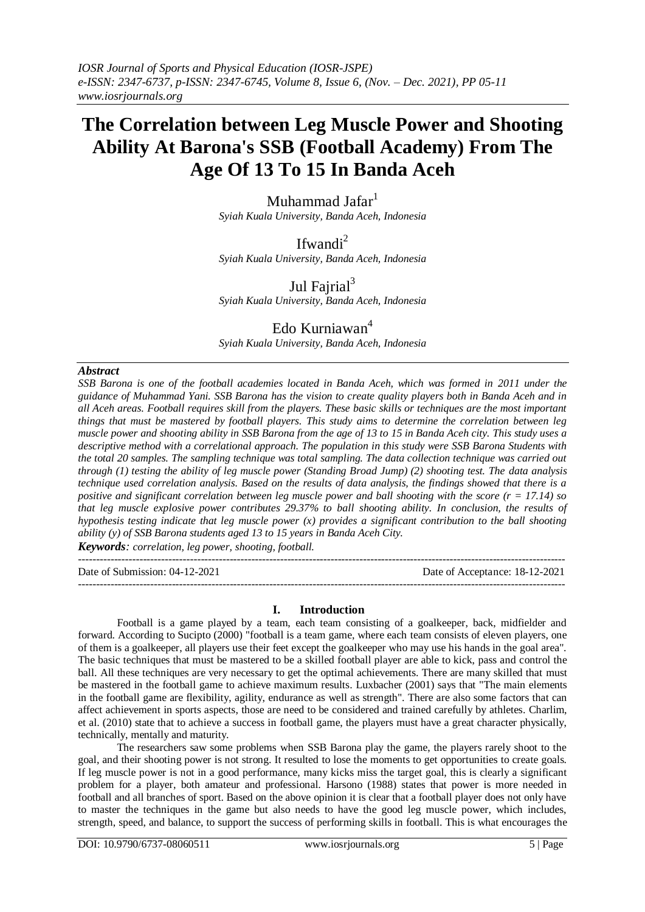# The Correlation between Leg Muscle Power and Shooting Ability At Barona's SSB (Football Academy) From The Age Of 13 To 15 In Banda Aceh

Muhammad Jafar[1]
*Syiah Kuala University, Banda Aceh, Indonesia*

Ifwandi[2]
*Syiah Kuala University, Banda Aceh, Indonesia*

Jul Fajrial[3]
*Syiah Kuala University, Banda Aceh, Indonesia*

Edo Kurniawan[4]
*Syiah Kuala University, Banda Aceh, Indonesia*

***Abstract***

*SSB Barona is one of the football academies located in Banda Aceh, which was formed in 2011 under the guidance of Muhammad Yani. SSB Barona has the vision to create quality players both in Banda Aceh and in all Aceh areas. Football requires skill from the players. These basic skills or techniques are the most important things that must be mastered by football players. This study aims to determine the correlation between leg muscle power and shooting ability in SSB Barona from the age of 13 to 15 in Banda Aceh city. This study uses a descriptive method with a correlational approach. The population in this study were SSB Barona Students with the total 20 samples. The sampling technique was total sampling. The data collection technique was carried out through (1) testing the ability of leg muscle power (Standing Broad Jump) (2) shooting test. The data analysis technique used correlation analysis. Based on the results of data analysis, the findings showed that there is a positive and significant correlation between leg muscle power and ball shooting with the score (r = 17.14) so that leg muscle explosive power contributes 29.37% to ball shooting ability. In conclusion, the results of hypothesis testing indicate that leg muscle power (x) provides a significant contribution to the ball shooting ability (y) of SSB Barona students aged 13 to 15 years in Banda Aceh City.*

***Keywords****: correlation, leg power, shooting, football.*

---

Date of Submission: 04-12-2021 | Date of Acceptance: 18-12-2021

---

## I. Introduction

Football is a game played by a team, each team consisting of a goalkeeper, back, midfielder and forward. According to Sucipto (2000) "football is a team game, where each team consists of eleven players, one of them is a goalkeeper, all players use their feet except the goalkeeper who may use his hands in the goal area". The basic techniques that must be mastered to be a skilled football player are able to kick, pass and control the ball. All these techniques are very necessary to get the optimal achievements. There are many skilled that must be mastered in the football game to achieve maximum results. Luxbacher (2001) says that "The main elements in the football game are flexibility, agility, endurance as well as strength". There are also some factors that can affect achievement in sports aspects, those are need to be considered and trained carefully by athletes. Charlim, et al. (2010) state that to achieve a success in football game, the players must have a great character physically, technically, mentally and maturity.

The researchers saw some problems when SSB Barona play the game, the players rarely shoot to the goal, and their shooting power is not strong. It resulted to lose the moments to get opportunities to create goals. If leg muscle power is not in a good performance, many kicks miss the target goal, this is clearly a significant problem for a player, both amateur and professional. Harsono (1988) states that power is more needed in football and all branches of sport. Based on the above opinion it is clear that a football player does not only have to master the techniques in the game but also needs to have the good leg muscle power, which includes, strength, speed, and balance, to support the success of performing skills in football. This is what encourages the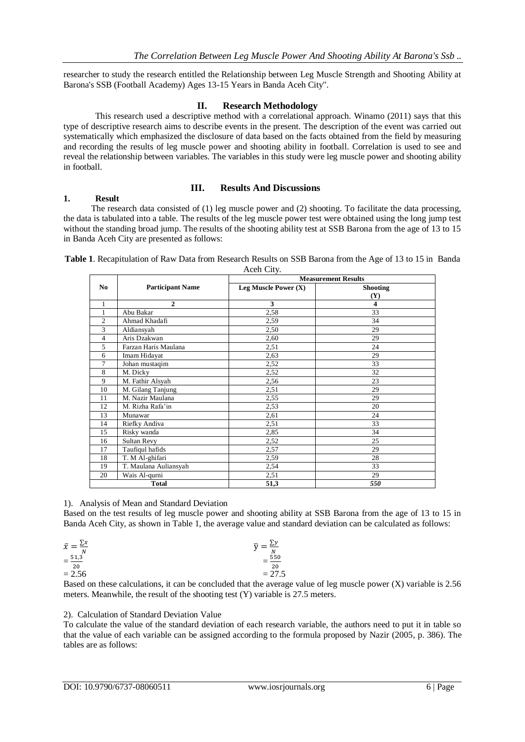researcher to study the research entitled the Relationship between Leg Muscle Strength and Shooting Ability at Barona's SSB (Football Academy) Ages 13-15 Years in Banda Aceh City".

## II. Research Methodology

This research used a descriptive method with a correlational approach. Winarno (2011) says that this type of descriptive research aims to describe events in the present. The description of the event was carried out systematically which emphasized the disclosure of data based on the facts obtained from the field by measuring and recording the results of leg muscle power and shooting ability in football. Correlation is used to see and reveal the relationship between variables. The variables in this study were leg muscle power and shooting ability in football.

## III. Results And Discussions

### 1. Result

The research data consisted of (1) leg muscle power and (2) shooting. To facilitate the data processing, the data is tabulated into a table. The results of the leg muscle power test were obtained using the long jump test without the standing broad jump. The results of the shooting ability test at SSB Barona from the age of 13 to 15 in Banda Aceh City are presented as follows:

**Table 1**. Recapitulation of Raw Data from Research Results on SSB Barona from the Age of 13 to 15 in Banda Aceh City.

| No | Participant Name | Measurement Results | |
|---|---|---|---|
| | | Leg Muscle Power (X) | Shooting (Y) |
| 1 | 2 | 3 | 4 |
| 1 | Abu Bakar | 2,58 | 33 |
| 2 | Ahmad Khadafi | 2,59 | 34 |
| 3 | Aldiansyah | 2,50 | 29 |
| 4 | Aris Dzakwan | 2,60 | 29 |
| 5 | Farzan Haris Maulana | 2,51 | 24 |
| 6 | Imam Hidayat | 2,63 | 29 |
| 7 | Johan mustaqim | 2,52 | 33 |
| 8 | M. Dicky | 2,52 | 32 |
| 9 | M. Fathir Alsyah | 2,56 | 23 |
| 10 | M. Gilang Tanjung | 2,51 | 29 |
| 11 | M. Nazir Maulana | 2,55 | 29 |
| 12 | M. Rizha Rafa'in | 2,53 | 20 |
| 13 | Munawar | 2,61 | 24 |
| 14 | Riefky Andiva | 2,51 | 33 |
| 15 | Risky wanda | 2,85 | 34 |
| 16 | Sultan Revy | 2,52 | 25 |
| 17 | Taufiqul hafids | 2,57 | 29 |
| 18 | T. M Al-ghifari | 2,59 | 28 |
| 19 | T. Maulana Auliansyah | 2,54 | 33 |
| 20 | Wais Al-qurni | 2,51 | 29 |
| **Total** | | **51,3** | ***550*** |

1). Analysis of Mean and Standard Deviation

Based on the test results of leg muscle power and shooting ability at SSB Barona from the age of 13 to 15 in Banda Aceh City, as shown in Table 1, the average value and standard deviation can be calculated as follows:

$$\bar{x} = \frac{\sum x}{N} = \frac{51{,}3}{20} = 2.56 \qquad \bar{y} = \frac{\sum y}{N} = \frac{550}{20} = 27.5$$

Based on these calculations, it can be concluded that the average value of leg muscle power (X) variable is 2.56 meters. Meanwhile, the result of the shooting test (Y) variable is 27.5 meters.

2). Calculation of Standard Deviation Value

To calculate the value of the standard deviation of each research variable, the authors need to put it in table so that the value of each variable can be assigned according to the formula proposed by Nazir (2005, p. 386). The tables are as follows: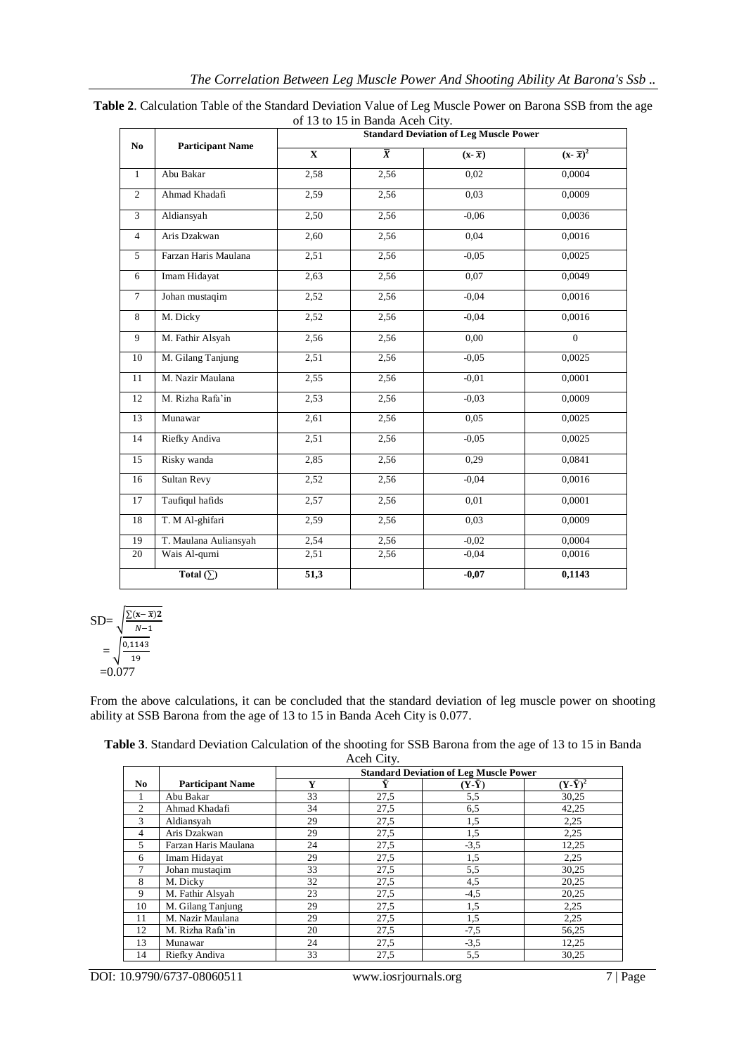**Table 2**. Calculation Table of the Standard Deviation Value of Leg Muscle Power on Barona SSB from the age of 13 to 15 in Banda Aceh City.

| No | Participant Name | Standard Deviation of Leg Muscle Power | | | |
|---|---|---|---|---|---|
| | | X | $\overline{X}$ | $(x-\overline{x})$ | $(x-\overline{x})^2$ |
| 1 | Abu Bakar | 2,58 | 2,56 | 0,02 | 0,0004 |
| 2 | Ahmad Khadafi | 2,59 | 2,56 | 0,03 | 0,0009 |
| 3 | Aldiansyah | 2,50 | 2,56 | -0,06 | 0,0036 |
| 4 | Aris Dzakwan | 2,60 | 2,56 | 0,04 | 0,0016 |
| 5 | Farzan Haris Maulana | 2,51 | 2,56 | -0,05 | 0,0025 |
| 6 | Imam Hidayat | 2,63 | 2,56 | 0,07 | 0,0049 |
| 7 | Johan mustaqim | 2,52 | 2,56 | -0,04 | 0,0016 |
| 8 | M. Dicky | 2,52 | 2,56 | -0,04 | 0,0016 |
| 9 | M. Fathir Alsyah | 2,56 | 2,56 | 0,00 | 0 |
| 10 | M. Gilang Tanjung | 2,51 | 2,56 | -0,05 | 0,0025 |
| 11 | M. Nazir Maulana | 2,55 | 2,56 | -0,01 | 0,0001 |
| 12 | M. Rizha Rafa'in | 2,53 | 2,56 | -0,03 | 0,0009 |
| 13 | Munawar | 2,61 | 2,56 | 0,05 | 0,0025 |
| 14 | Riefky Andiva | 2,51 | 2,56 | -0,05 | 0,0025 |
| 15 | Risky wanda | 2,85 | 2,56 | 0,29 | 0,0841 |
| 16 | Sultan Revy | 2,52 | 2,56 | -0,04 | 0,0016 |
| 17 | Taufiqul hafids | 2,57 | 2,56 | 0,01 | 0,0001 |
| 18 | T. M Al-ghifari | 2,59 | 2,56 | 0,03 | 0,0009 |
| 19 | T. Maulana Auliansyah | 2,54 | 2,56 | -0,02 | 0,0004 |
| 20 | Wais Al-qurni | 2,51 | 2,56 | -0,04 | 0,0016 |
| Total (∑) | | 51,3 | | -0,07 | 0,1143 |

$$SD = \sqrt{\frac{\sum(x-\overline{x})2}{N-1}}$$

$$= \sqrt{\frac{0{,}1143}{19}}$$

$$= 0.077$$

From the above calculations, it can be concluded that the standard deviation of leg muscle power on shooting ability at SSB Barona from the age of 13 to 15 in Banda Aceh City is 0.077.

**Table 3**. Standard Deviation Calculation of the shooting for SSB Barona from the age of 13 to 15 in Banda Aceh City.

| No | Participant Name | Standard Deviation of Leg Muscle Power | | | |
|---|---|---|---|---|---|
| | | Y | $\overline{Y}$ | $(Y-\overline{Y})$ | $(Y-\overline{Y})^2$ |
| 1 | Abu Bakar | 33 | 27,5 | 5,5 | 30,25 |
| 2 | Ahmad Khadafi | 34 | 27,5 | 6,5 | 42,25 |
| 3 | Aldiansyah | 29 | 27,5 | 1,5 | 2,25 |
| 4 | Aris Dzakwan | 29 | 27,5 | 1,5 | 2,25 |
| 5 | Farzan Haris Maulana | 24 | 27,5 | -3,5 | 12,25 |
| 6 | Imam Hidayat | 29 | 27,5 | 1,5 | 2,25 |
| 7 | Johan mustaqim | 33 | 27,5 | 5,5 | 30,25 |
| 8 | M. Dicky | 32 | 27,5 | 4,5 | 20,25 |
| 9 | M. Fathir Alsyah | 23 | 27,5 | -4,5 | 20,25 |
| 10 | M. Gilang Tanjung | 29 | 27,5 | 1,5 | 2,25 |
| 11 | M. Nazir Maulana | 29 | 27,5 | 1,5 | 2,25 |
| 12 | M. Rizha Rafa'in | 20 | 27,5 | -7,5 | 56,25 |
| 13 | Munawar | 24 | 27,5 | -3,5 | 12,25 |
| 14 | Riefky Andiva | 33 | 27,5 | 5,5 | 30,25 |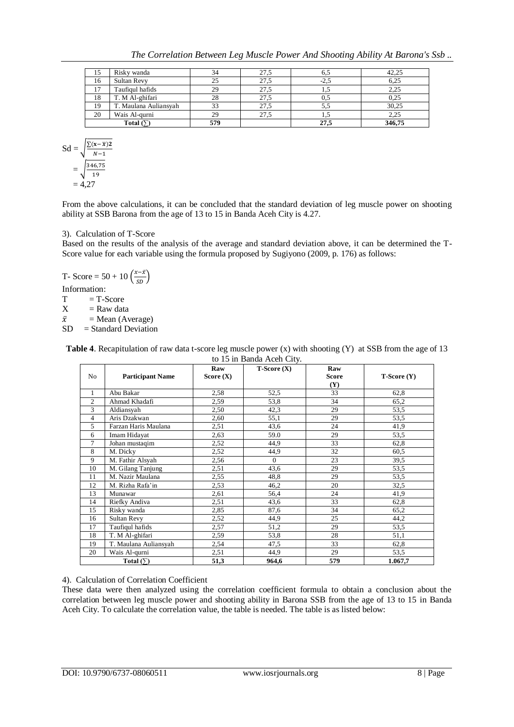| 15 | Risky wanda | 34 | 27,5 | 6,5 | 42,25 |
|---|---|---|---|---|---|
| 16 | Sultan Revy | 25 | 27,5 | -2,5 | 6,25 |
| 17 | Taufiqul hafids | 29 | 27,5 | 1,5 | 2,25 |
| 18 | T. M Al-ghifari | 28 | 27,5 | 0,5 | 0,25 |
| 19 | T. Maulana Auliansyah | 33 | 27,5 | 5,5 | 30,25 |
| 20 | Wais Al-qurni | 29 | 27,5 | 1,5 | 2,25 |
| **Total (∑)** | | **579** | | **27,5** | **346,75** |

$$\text{Sd} = \sqrt{\frac{\sum(\mathbf{x}-\bar{\mathbf{x}})\mathbf{2}}{N-1}}$$

$$= \sqrt{\frac{346{,}75}{19}}$$

$$= 4{,}27$$

From the above calculations, it can be concluded that the standard deviation of leg muscle power on shooting ability at SSB Barona from the age of 13 to 15 in Banda Aceh City is 4.27.

3). Calculation of T-Score

Based on the results of the analysis of the average and standard deviation above, it can be determined the T-Score value for each variable using the formula proposed by Sugiyono (2009, p. 176) as follows:

$$\text{T- Score} = 50 + 10\left(\frac{x-\bar{x}}{SD}\right)$$

Information:

T = T-Score

X = Raw data

$\bar{x}$ = Mean (Average)

SD = Standard Deviation

**Table 4**. Recapitulation of raw data t-score leg muscle power (x) with shooting (Y) at SSB from the age of 13 to 15 in Banda Aceh City.

| No | Participant Name | Raw Score (X) | T-Score (X) | Raw Score (Y) | T-Score (Y) |
|---|---|---|---|---|---|
| 1 | Abu Bakar | 2,58 | 52,5 | 33 | 62,8 |
| 2 | Ahmad Khadafi | 2,59 | 53,8 | 34 | 65,2 |
| 3 | Aldiansyah | 2,50 | 42,3 | 29 | 53,5 |
| 4 | Aris Dzakwan | 2,60 | 55,1 | 29 | 53,5 |
| 5 | Farzan Haris Maulana | 2,51 | 43,6 | 24 | 41,9 |
| 6 | Imam Hidayat | 2,63 | 59.0 | 29 | 53,5 |
| 7 | Johan mustaqim | 2,52 | 44,9 | 33 | 62,8 |
| 8 | M. Dicky | 2,52 | 44,9 | 32 | 60,5 |
| 9 | M. Fathir Alsyah | 2,56 | 0 | 23 | 39,5 |
| 10 | M. Gilang Tanjung | 2,51 | 43,6 | 29 | 53,5 |
| 11 | M. Nazir Maulana | 2,55 | 48,8 | 29 | 53,5 |
| 12 | M. Rizha Rafa'in | 2,53 | 46,2 | 20 | 32,5 |
| 13 | Munawar | 2,61 | 56,4 | 24 | 41,9 |
| 14 | Riefky Andiva | 2,51 | 43,6 | 33 | 62,8 |
| 15 | Risky wanda | 2,85 | 87,6 | 34 | 65,2 |
| 16 | Sultan Revy | 2,52 | 44,9 | 25 | 44,2 |
| 17 | Taufiqul hafids | 2,57 | 51,2 | 29 | 53,5 |
| 18 | T. M Al-ghifari | 2,59 | 53,8 | 28 | 51,1 |
| 19 | T. Maulana Auliansyah | 2,54 | 47,5 | 33 | 62,8 |
| 20 | Wais Al-qurni | 2,51 | 44,9 | 29 | 53,5 |
| **Total (∑)** | | **51,3** | **964,6** | **579** | **1.067,7** |

4). Calculation of Correlation Coefficient

These data were then analyzed using the correlation coefficient formula to obtain a conclusion about the correlation between leg muscle power and shooting ability in Barona SSB from the age of 13 to 15 in Banda Aceh City. To calculate the correlation value, the table is needed. The table is as listed below: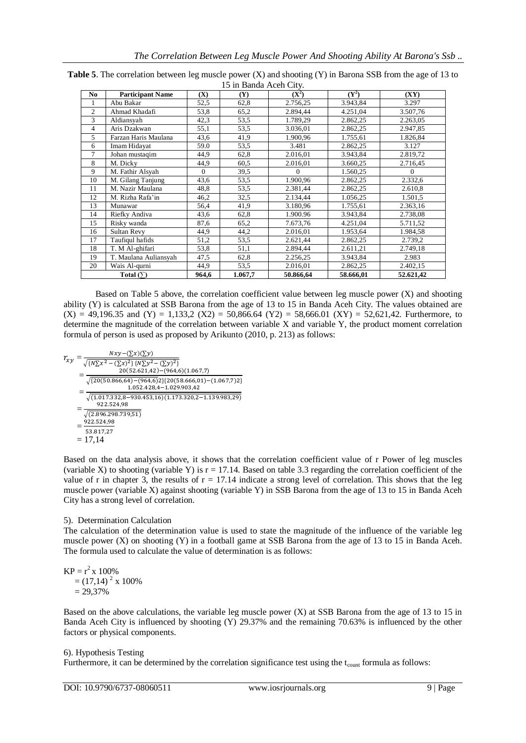**Table 5**. The correlation between leg muscle power (X) and shooting (Y) in Barona SSB from the age of 13 to 15 in Banda Aceh City.

| No | Participant Name | (X) | (Y) | $(X^2)$ | $(Y^2)$ | (XY) |
|---|---|---|---|---|---|---|
| 1 | Abu Bakar | 52,5 | 62,8 | 2.756,25 | 3.943,84 | 3.297 |
| 2 | Ahmad Khadafi | 53,8 | 65,2 | 2.894,44 | 4.251,04 | 3.507,76 |
| 3 | Aldiansyah | 42,3 | 53,5 | 1.789,29 | 2.862,25 | 2.263,05 |
| 4 | Aris Dzakwan | 55,1 | 53,5 | 3.036,01 | 2.862,25 | 2.947,85 |
| 5 | Farzan Haris Maulana | 43,6 | 41,9 | 1.900,96 | 1.755,61 | 1.826,84 |
| 6 | Imam Hidayat | 59.0 | 53,5 | 3.481 | 2.862,25 | 3.127 |
| 7 | Johan mustaqim | 44,9 | 62,8 | 2.016,01 | 3.943,84 | 2.819,72 |
| 8 | M. Dicky | 44,9 | 60,5 | 2.016,01 | 3.660,25 | 2.716,45 |
| 9 | M. Fathir Alsyah | 0 | 39,5 | 0 | 1.560,25 | 0 |
| 10 | M. Gilang Tanjung | 43,6 | 53,5 | 1.900,96 | 2.862,25 | 2.332,6 |
| 11 | M. Nazir Maulana | 48,8 | 53,5 | 2.381,44 | 2.862,25 | 2.610,8 |
| 12 | M. Rizha Rafa'in | 46,2 | 32,5 | 2.134,44 | 1.056,25 | 1.501,5 |
| 13 | Munawar | 56,4 | 41,9 | 3.180,96 | 1.755,61 | 2.363,16 |
| 14 | Riefky Andiva | 43,6 | 62,8 | 1.900.96 | 3.943,84 | 2.738,08 |
| 15 | Risky wanda | 87,6 | 65,2 | 7.673,76 | 4.251,04 | 5.711,52 |
| 16 | Sultan Revy | 44,9 | 44,2 | 2.016,01 | 1.953,64 | 1.984,58 |
| 17 | Taufiqul hafids | 51,2 | 53,5 | 2.621,44 | 2.862,25 | 2.739,2 |
| 18 | T. M Al-ghifari | 53,8 | 51,1 | 2.894,44 | 2.611,21 | 2.749,18 |
| 19 | T. Maulana Auliansyah | 47,5 | 62,8 | 2.256,25 | 3.943,84 | 2.983 |
| 20 | Wais Al-qurni | 44,9 | 53,5 | 2.016,01 | 2.862,25 | 2.402,15 |
| | **Total (∑)** | **964,6** | **1.067,7** | **50.866,64** | **58.666,01** | **52.621,42** |

Based on Table 5 above, the correlation coefficient value between leg muscle power (X) and shooting ability (Y) is calculated at SSB Barona from the age of 13 to 15 in Banda Aceh City. The values obtained are (X) = 49,196.35 and (Y) = 1,133,2 (X2) = 50,866.64 (Y2) = 58,666.01 (XY) = 52,621,42. Furthermore, to determine the magnitude of the correlation between variable X and variable Y, the product moment correlation formula of person is used as proposed by Arikunto (2010, p. 213) as follows:

$$
\begin{aligned}
r_{xy} &= \frac{Nxy-(\sum x)(\sum y)}{\sqrt{\{N\sum x^2-(\sum x)^2\}\{N\sum y^2-(\sum y)^2\}}} \\
&= \frac{20(52.621{,}42)-(964{,}6)(1.067{,}7)}{\sqrt{\{20(50.866{,}64)-(964{,}6)2\}\{20(58.666{,}01)-(1.067{,}7)2\}}} \\
&= \frac{1.052.428{,}4-1.029.903{,}42}{\sqrt{(1.017.332{,}8-930.453{,}16)(1.173.320{,}2-1.139.983{,}29)}} \\
&= \frac{922.524{,}98}{\sqrt{(2.896.298.739{,}51)}} \\
&= \frac{922.524{,}98}{53.817{,}27} \\
&= 17{,}14
\end{aligned}
$$

Based on the data analysis above, it shows that the correlation coefficient value of r Power of leg muscles (variable X) to shooting (variable Y) is r = 17.14. Based on table 3.3 regarding the correlation coefficient of the value of r in chapter 3, the results of r = 17.14 indicate a strong level of correlation. This shows that the leg muscle power (variable X) against shooting (variable Y) in SSB Barona from the age of 13 to 15 in Banda Aceh City has a strong level of correlation.

5). Determination Calculation

The calculation of the determination value is used to state the magnitude of the influence of the variable leg muscle power (X) on shooting (Y) in a football game at SSB Barona from the age of 13 to 15 in Banda Aceh. The formula used to calculate the value of determination is as follows:

$$
\begin{aligned}
KP &= r^2 \times 100\% \\
&= (17{,}14)^2 \times 100\% \\
&= 29{,}37\%
\end{aligned}
$$

Based on the above calculations, the variable leg muscle power (X) at SSB Barona from the age of 13 to 15 in Banda Aceh City is influenced by shooting (Y) 29.37% and the remaining 70.63% is influenced by the other factors or physical components.

6). Hypothesis Testing

Furthermore, it can be determined by the correlation significance test using the $t_{count}$ formula as follows: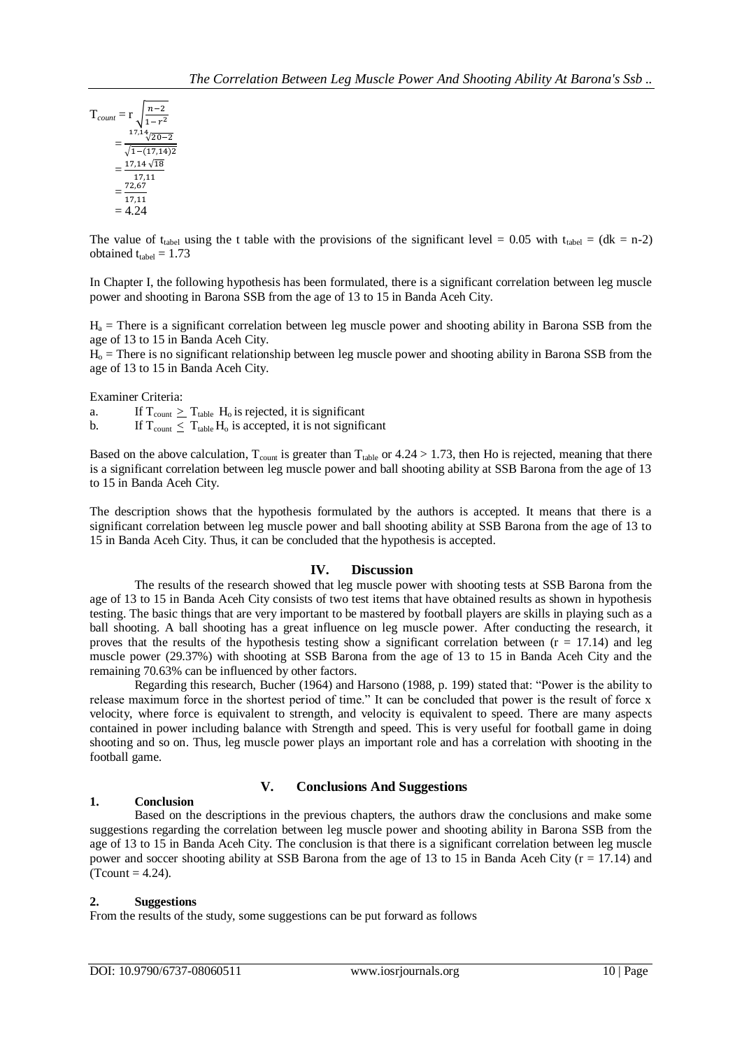$$
\begin{aligned}
T_{count} &= r\sqrt{\frac{n-2}{1-r^2}} \\
&= \frac{17{,}14\sqrt{20-2}}{\sqrt{1-(17{,}14)2}} \\
&= \frac{17{,}14\sqrt{18}}{17{,}11} \\
&= \frac{72{,}67}{17{,}11} \\
&= 4.24
\end{aligned}
$$

The value of $t_{tabel}$ using the t table with the provisions of the significant level = 0.05 with $t_{tabel}$ = (dk = n-2) obtained $t_{tabel}$ = 1.73

In Chapter I, the following hypothesis has been formulated, there is a significant correlation between leg muscle power and shooting in Barona SSB from the age of 13 to 15 in Banda Aceh City.

$H_a$ = There is a significant correlation between leg muscle power and shooting ability in Barona SSB from the age of 13 to 15 in Banda Aceh City.
$H_o$ = There is no significant relationship between leg muscle power and shooting ability in Barona SSB from the age of 13 to 15 in Banda Aceh City.

Examiner Criteria:

a. If $T_{count} \geq T_{table}$ $H_o$ is rejected, it is significant
b. If $T_{count} \leq T_{table}$ $H_o$ is accepted, it is not significant

Based on the above calculation, $T_{count}$ is greater than $T_{table}$ or 4.24 > 1.73, then Ho is rejected, meaning that there is a significant correlation between leg muscle power and ball shooting ability at SSB Barona from the age of 13 to 15 in Banda Aceh City.

The description shows that the hypothesis formulated by the authors is accepted. It means that there is a significant correlation between leg muscle power and ball shooting ability at SSB Barona from the age of 13 to 15 in Banda Aceh City. Thus, it can be concluded that the hypothesis is accepted.

## IV. Discussion

The results of the research showed that leg muscle power with shooting tests at SSB Barona from the age of 13 to 15 in Banda Aceh City consists of two test items that have obtained results as shown in hypothesis testing. The basic things that are very important to be mastered by football players are skills in playing such as a ball shooting. A ball shooting has a great influence on leg muscle power. After conducting the research, it proves that the results of the hypothesis testing show a significant correlation between (r = 17.14) and leg muscle power (29.37%) with shooting at SSB Barona from the age of 13 to 15 in Banda Aceh City and the remaining 70.63% can be influenced by other factors.

Regarding this research, Bucher (1964) and Harsono (1988, p. 199) stated that: "Power is the ability to release maximum force in the shortest period of time." It can be concluded that power is the result of force x velocity, where force is equivalent to strength, and velocity is equivalent to speed. There are many aspects contained in power including balance with Strength and speed. This is very useful for football game in doing shooting and so on. Thus, leg muscle power plays an important role and has a correlation with shooting in the football game.

## V. Conclusions And Suggestions

### 1. Conclusion

Based on the descriptions in the previous chapters, the authors draw the conclusions and make some suggestions regarding the correlation between leg muscle power and shooting ability in Barona SSB from the age of 13 to 15 in Banda Aceh City. The conclusion is that there is a significant correlation between leg muscle power and soccer shooting ability at SSB Barona from the age of 13 to 15 in Banda Aceh City (r = 17.14) and (Tcount = 4.24).

### 2. Suggestions

From the results of the study, some suggestions can be put forward as follows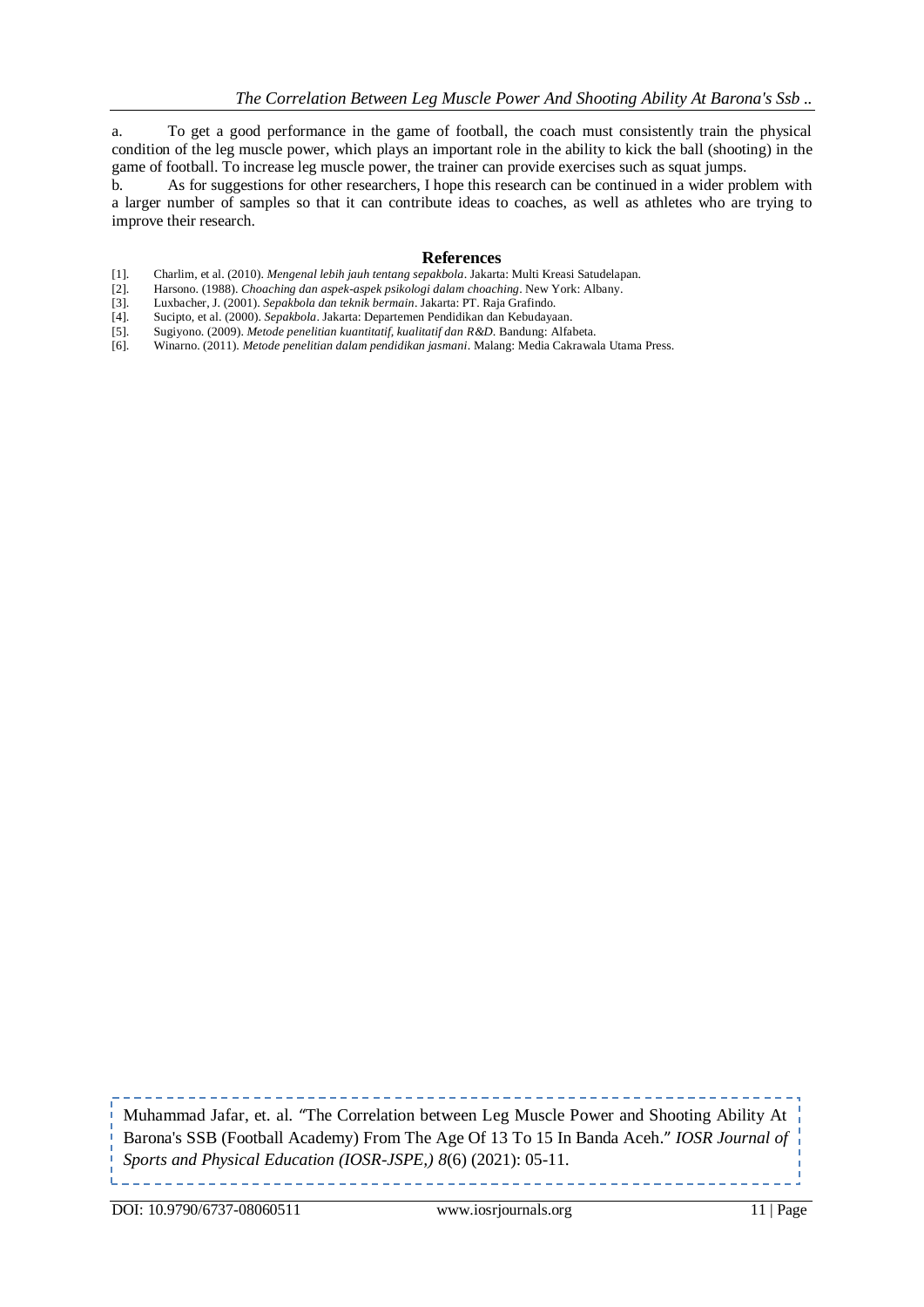a. To get a good performance in the game of football, the coach must consistently train the physical condition of the leg muscle power, which plays an important role in the ability to kick the ball (shooting) in the game of football. To increase leg muscle power, the trainer can provide exercises such as squat jumps.

b. As for suggestions for other researchers, I hope this research can be continued in a wider problem with a larger number of samples so that it can contribute ideas to coaches, as well as athletes who are trying to improve their research.

## References

[1]. Charlim, et al. (2010). *Mengenal lebih jauh tentang sepakbola*. Jakarta: Multi Kreasi Satudelapan.
[2]. Harsono. (1988). *Choaching dan aspek-aspek psikologi dalam choaching*. New York: Albany.
[3]. Luxbacher, J. (2001). *Sepakbola dan teknik bermain*. Jakarta: PT. Raja Grafindo.
[4]. Sucipto, et al. (2000). *Sepakbola*. Jakarta: Departemen Pendidikan dan Kebudayaan.
[5]. Sugiyono. (2009). *Metode penelitian kuantitatif, kualitatif dan R&D*. Bandung: Alfabeta.
[6]. Winarno. (2011). *Metode penelitian dalam pendidikan jasmani*. Malang: Media Cakrawala Utama Press.

Muhammad Jafar, et. al. "The Correlation between Leg Muscle Power and Shooting Ability At Barona's SSB (Football Academy) From The Age Of 13 To 15 In Banda Aceh." *IOSR Journal of Sports and Physical Education (IOSR-JSPE,) 8*(6) (2021): 05-11.